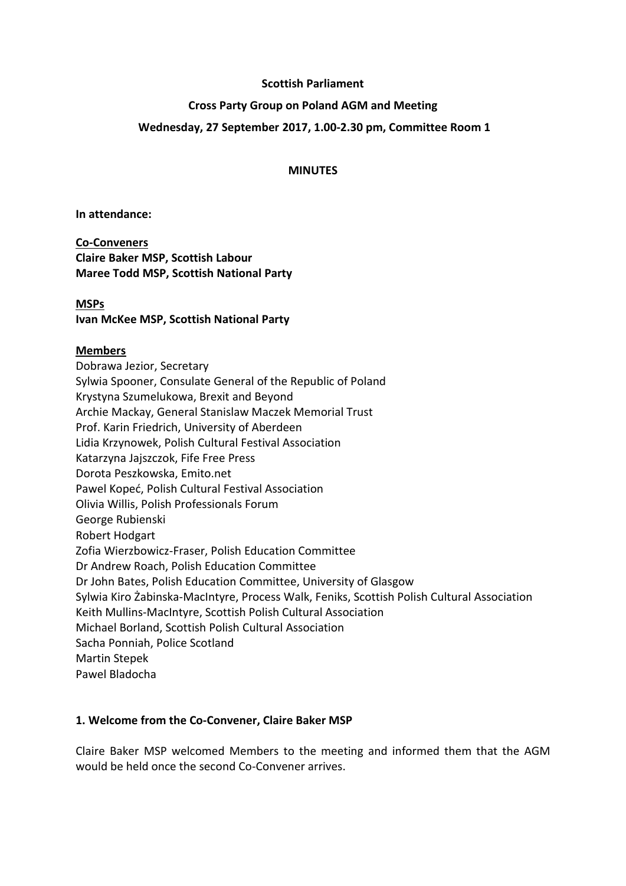**Scottish Parliament**

**Cross Party Group on Poland AGM and Meeting**

**Wednesday, 27 September 2017, 1.00-2.30 pm, Committee Room 1**

**MINUTES**

**In attendance:**

**Co-Conveners**
**Claire Baker MSP, Scottish Labour**
**Maree Todd MSP, Scottish National Party**

**MSPs**
**Ivan McKee MSP, Scottish National Party**

**Members**
Dobrawa Jezior, Secretary
Sylwia Spooner, Consulate General of the Republic of Poland
Krystyna Szumelukowa, Brexit and Beyond
Archie Mackay, General Stanislaw Maczek Memorial Trust
Prof. Karin Friedrich, University of Aberdeen
Lidia Krzynowek, Polish Cultural Festival Association
Katarzyna Jajszczok, Fife Free Press
Dorota Peszkowska, Emito.net
Pawel Kopeć, Polish Cultural Festival Association
Olivia Willis, Polish Professionals Forum
George Rubienski
Robert Hodgart
Zofia Wierzbowicz-Fraser, Polish Education Committee
Dr Andrew Roach, Polish Education Committee
Dr John Bates, Polish Education Committee, University of Glasgow
Sylwia Kiro Żabinska-MacIntyre, Process Walk, Feniks, Scottish Polish Cultural Association
Keith Mullins-MacIntyre, Scottish Polish Cultural Association
Michael Borland, Scottish Polish Cultural Association
Sacha Ponniah, Police Scotland
Martin Stepek
Pawel Bladocha

## 1. Welcome from the Co-Convener, Claire Baker MSP

Claire Baker MSP welcomed Members to the meeting and informed them that the AGM would be held once the second Co-Convener arrives.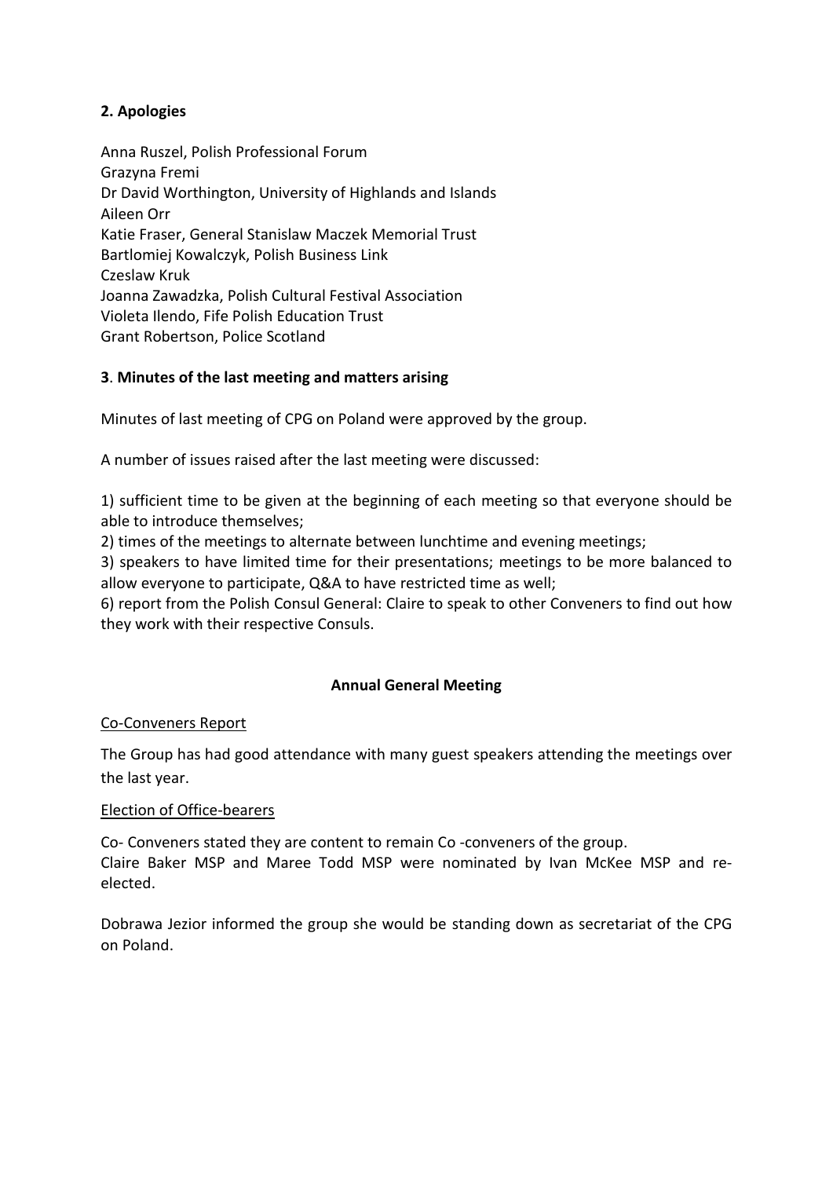## 2. Apologies

Anna Ruszel, Polish Professional Forum
Grazyna Fremi
Dr David Worthington, University of Highlands and Islands
Aileen Orr
Katie Fraser, General Stanislaw Maczek Memorial Trust
Bartlomiej Kowalczyk, Polish Business Link
Czeslaw Kruk
Joanna Zawadzka, Polish Cultural Festival Association
Violeta Ilendo, Fife Polish Education Trust
Grant Robertson, Police Scotland

## 3. Minutes of the last meeting and matters arising

Minutes of last meeting of CPG on Poland were approved by the group.

A number of issues raised after the last meeting were discussed:

1) sufficient time to be given at the beginning of each meeting so that everyone should be able to introduce themselves;
2) times of the meetings to alternate between lunchtime and evening meetings;
3) speakers to have limited time for their presentations; meetings to be more balanced to allow everyone to participate, Q&A to have restricted time as well;
6) report from the Polish Consul General: Claire to speak to other Conveners to find out how they work with their respective Consuls.

## Annual General Meeting

Co-Conveners Report

The Group has had good attendance with many guest speakers attending the meetings over the last year.

Election of Office-bearers

Co- Conveners stated they are content to remain Co -conveners of the group.
Claire Baker MSP and Maree Todd MSP were nominated by Ivan McKee MSP and re-elected.

Dobrawa Jezior informed the group she would be standing down as secretariat of the CPG on Poland.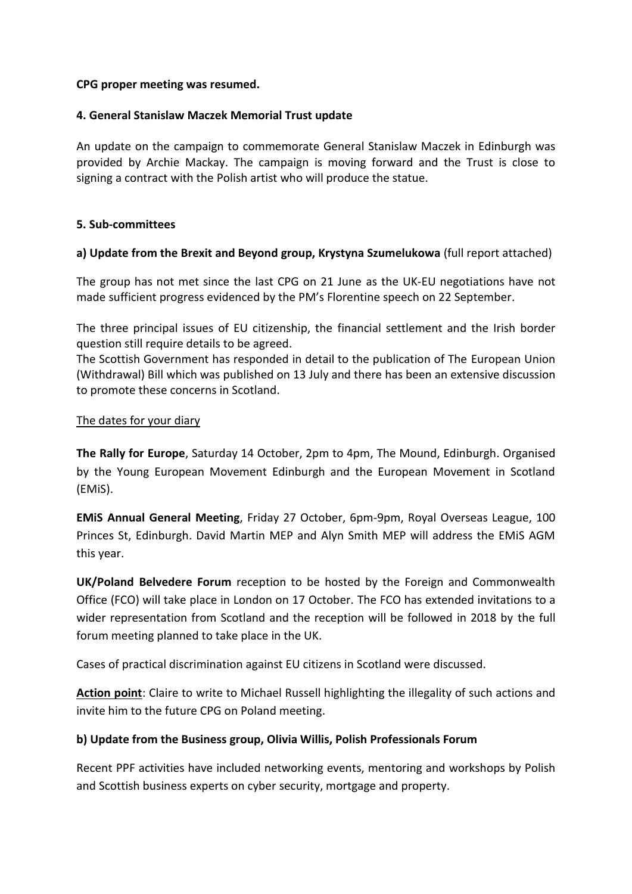**CPG proper meeting was resumed.**

**4. General Stanislaw Maczek Memorial Trust update**

An update on the campaign to commemorate General Stanislaw Maczek in Edinburgh was provided by Archie Mackay. The campaign is moving forward and the Trust is close to signing a contract with the Polish artist who will produce the statue.

**5. Sub-committees**

**a) Update from the Brexit and Beyond group, Krystyna Szumelukowa** (full report attached)

The group has not met since the last CPG on 21 June as the UK-EU negotiations have not made sufficient progress evidenced by the PM's Florentine speech on 22 September.

The three principal issues of EU citizenship, the financial settlement and the Irish border question still require details to be agreed.
The Scottish Government has responded in detail to the publication of The European Union (Withdrawal) Bill which was published on 13 July and there has been an extensive discussion to promote these concerns in Scotland.

<u>The dates for your diary</u>

**The Rally for Europe**, Saturday 14 October, 2pm to 4pm, The Mound, Edinburgh. Organised by the Young European Movement Edinburgh and the European Movement in Scotland (EMiS).

**EMiS Annual General Meeting**, Friday 27 October, 6pm-9pm, Royal Overseas League, 100 Princes St, Edinburgh. David Martin MEP and Alyn Smith MEP will address the EMiS AGM this year.

**UK/Poland Belvedere Forum** reception to be hosted by the Foreign and Commonwealth Office (FCO) will take place in London on 17 October. The FCO has extended invitations to a wider representation from Scotland and the reception will be followed in 2018 by the full forum meeting planned to take place in the UK.

Cases of practical discrimination against EU citizens in Scotland were discussed.

**<u>Action point</u>**: Claire to write to Michael Russell highlighting the illegality of such actions and invite him to the future CPG on Poland meeting.

**b) Update from the Business group, Olivia Willis, Polish Professionals Forum**

Recent PPF activities have included networking events, mentoring and workshops by Polish and Scottish business experts on cyber security, mortgage and property.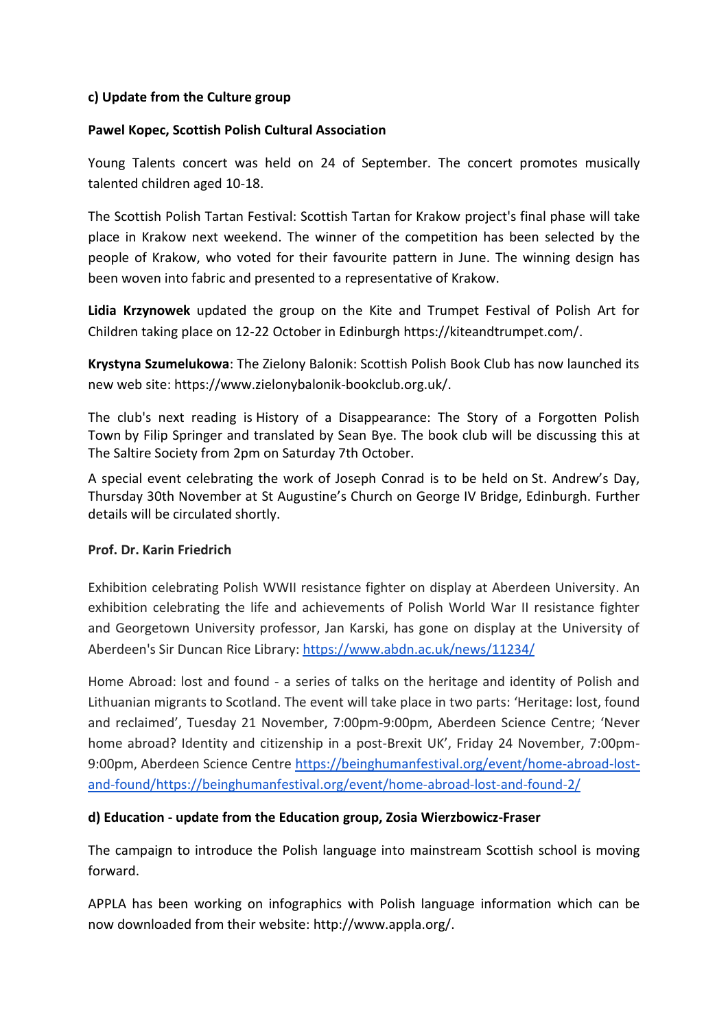**c) Update from the Culture group**

**Pawel Kopec, Scottish Polish Cultural Association**

Young Talents concert was held on 24 of September. The concert promotes musically talented children aged 10-18.

The Scottish Polish Tartan Festival: Scottish Tartan for Krakow project's final phase will take place in Krakow next weekend. The winner of the competition has been selected by the people of Krakow, who voted for their favourite pattern in June. The winning design has been woven into fabric and presented to a representative of Krakow.

**Lidia Krzynowek** updated the group on the Kite and Trumpet Festival of Polish Art for Children taking place on 12-22 October in Edinburgh https://kiteandtrumpet.com/.

**Krystyna Szumelukowa**: The Zielony Balonik: Scottish Polish Book Club has now launched its new web site: https://www.zielonybalonik-bookclub.org.uk/.

The club's next reading is History of a Disappearance: The Story of a Forgotten Polish Town by Filip Springer and translated by Sean Bye. The book club will be discussing this at The Saltire Society from 2pm on Saturday 7th October.

A special event celebrating the work of Joseph Conrad is to be held on St. Andrew's Day, Thursday 30th November at St Augustine's Church on George IV Bridge, Edinburgh. Further details will be circulated shortly.

**Prof. Dr. Karin Friedrich**

Exhibition celebrating Polish WWII resistance fighter on display at Aberdeen University. An exhibition celebrating the life and achievements of Polish World War II resistance fighter and Georgetown University professor, Jan Karski, has gone on display at the University of Aberdeen's Sir Duncan Rice Library: https://www.abdn.ac.uk/news/11234/

Home Abroad: lost and found - a series of talks on the heritage and identity of Polish and Lithuanian migrants to Scotland. The event will take place in two parts: 'Heritage: lost, found and reclaimed', Tuesday 21 November, 7:00pm-9:00pm, Aberdeen Science Centre; 'Never home abroad? Identity and citizenship in a post-Brexit UK', Friday 24 November, 7:00pm-9:00pm, Aberdeen Science Centre https://beinghumanfestival.org/event/home-abroad-lost-and-found/https://beinghumanfestival.org/event/home-abroad-lost-and-found-2/

**d) Education - update from the Education group, Zosia Wierzbowicz-Fraser**

The campaign to introduce the Polish language into mainstream Scottish school is moving forward.

APPLA has been working on infographics with Polish language information which can be now downloaded from their website: http://www.appla.org/.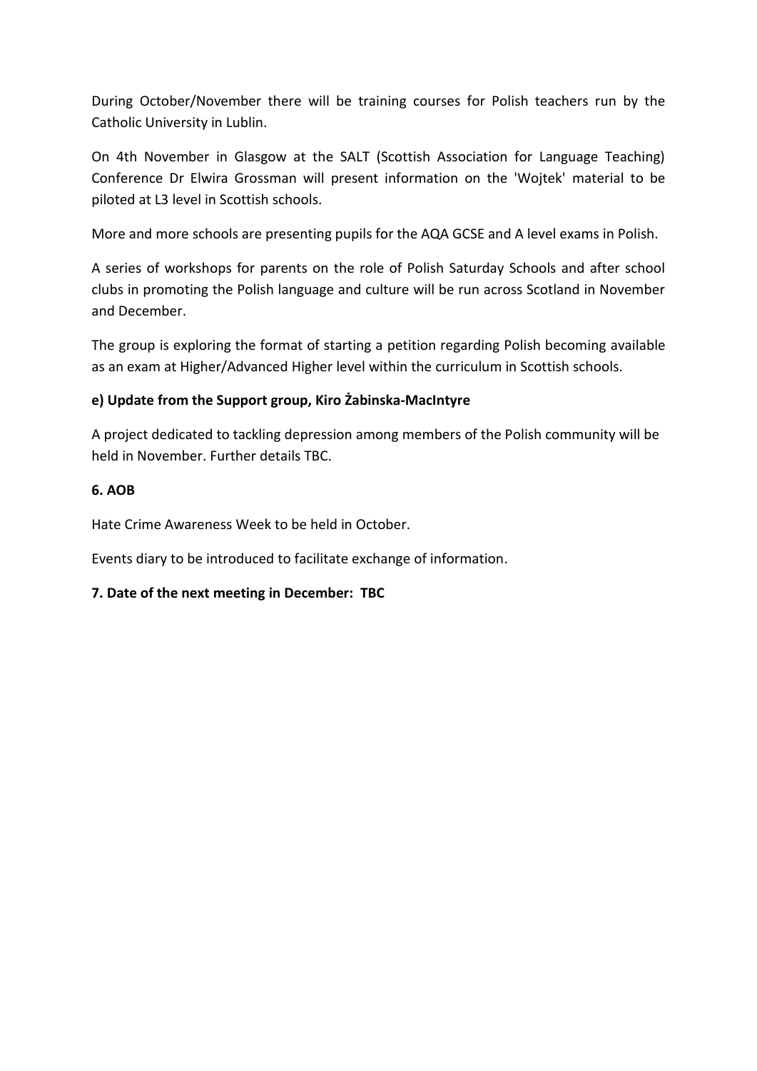During October/November there will be training courses for Polish teachers run by the Catholic University in Lublin.

On 4th November in Glasgow at the SALT (Scottish Association for Language Teaching) Conference Dr Elwira Grossman will present information on the 'Wojtek' material to be piloted at L3 level in Scottish schools.

More and more schools are presenting pupils for the AQA GCSE and A level exams in Polish.

A series of workshops for parents on the role of Polish Saturday Schools and after school clubs in promoting the Polish language and culture will be run across Scotland in November and December.

The group is exploring the format of starting a petition regarding Polish becoming available as an exam at Higher/Advanced Higher level within the curriculum in Scottish schools.

**e) Update from the Support group, Kiro Żabinska-MacIntyre**

A project dedicated to tackling depression among members of the Polish community will be held in November. Further details TBC.

**6. AOB**

Hate Crime Awareness Week to be held in October.

Events diary to be introduced to facilitate exchange of information.

**7. Date of the next meeting in December: TBC**